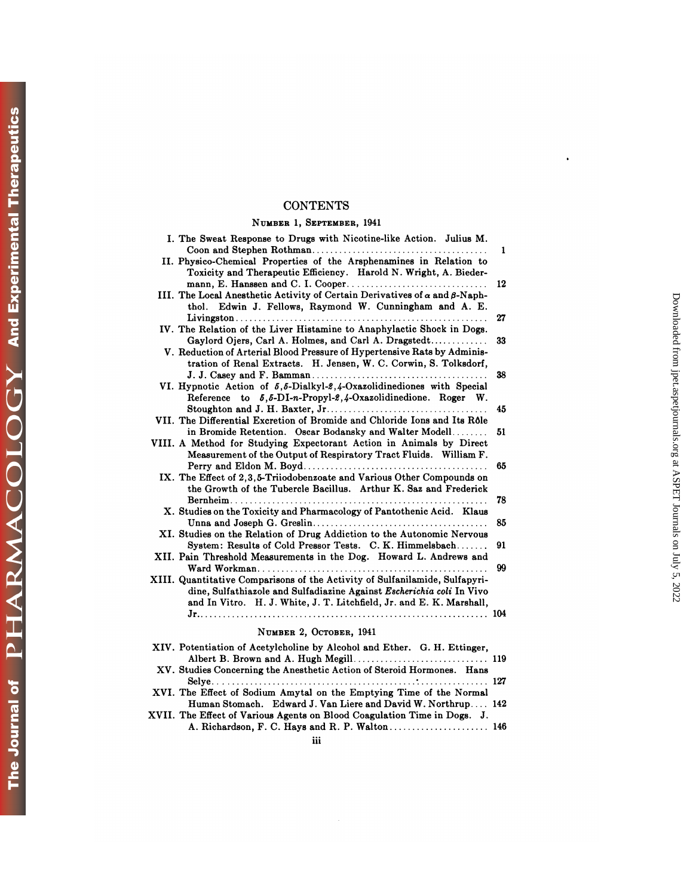# CONTENTS

## Number 1, September, 1941

I. The Sweat Response to Drugs with Nicotine-like Action. Julius M. Coon and Stephen Rothman.... 1

II. Physico-Chemical Properties of the Arsphenamines in Relation to Toxicity and Therapeutic Efficiency. Harold N. Wright, A. Biedermann, E. Hanssen and C. I. Cooper.... 12

III. The Local Anesthetic Activity of Certain Derivatives of $\alpha$ and $\beta$-Naphthol. Edwin J. Fellows, Raymond W. Cunningham and A. E. Livingston.... 27

IV. The Relation of the Liver Histamine to Anaphylactic Shock in Dogs. Gaylord Ojers, Carl A. Holmes, and Carl A. Dragstedt.... 33

V. Reduction of Arterial Blood Pressure of Hypertensive Rats by Administration of Renal Extracts. H. Jensen, W. C. Corwin, S. Tolksdorf, J. J. Casey and F. Bamman.... 38

VI. Hypnotic Action of *5,5*-Dialkyl-*2,4*-Oxazolidinediones with Special Reference to *5,5*-DI-*n*-Propyl-*2,4*-Oxazolidinedione. Roger W. Stoughton and J. H. Baxter, Jr.... 45

VII. The Differential Excretion of Bromide and Chloride Ions and Its Rôle in Bromide Retention. Oscar Bodansky and Walter Modell.... 51

VIII. A Method for Studying Expectorant Action in Animals by Direct Measurement of the Output of Respiratory Tract Fluids. William F. Perry and Eldon M. Boyd.... 65

IX. The Effect of 2,3,5-Triiodobenzoate and Various Other Compounds on the Growth of the Tubercle Bacillus. Arthur K. Saz and Frederick Bernheim.... 78

X. Studies on the Toxicity and Pharmacology of Pantothenic Acid. Klaus Unna and Joseph G. Greslin.... 85

XI. Studies on the Relation of Drug Addiction to the Autonomic Nervous System: Results of Cold Pressor Tests. C. K. Himmelsbach.... 91

XII. Pain Threshold Measurements in the Dog. Howard L. Andrews and Ward Workman.... 99

XIII. Quantitative Comparisons of the Activity of Sulfanilamide, Sulfapyridine, Sulfathiazole and Sulfadiazine Against *Escherichia coli* In Vivo and In Vitro. H. J. White, J. T. Litchfield, Jr. and E. K. Marshall, Jr.... 104

## Number 2, October, 1941

XIV. Potentiation of Acetylcholine by Alcohol and Ether. G. H. Ettinger, Albert B. Brown and A. Hugh Megill.... 119

XV. Studies Concerning the Anesthetic Action of Steroid Hormones. Hans Selye.... 127

XVI. The Effect of Sodium Amytal on the Emptying Time of the Normal Human Stomach. Edward J. Van Liere and David W. Northrup.... 142

XVII. The Effect of Various Agents on Blood Coagulation Time in Dogs. J. A. Richardson, F. C. Hays and R. P. Walton.... 146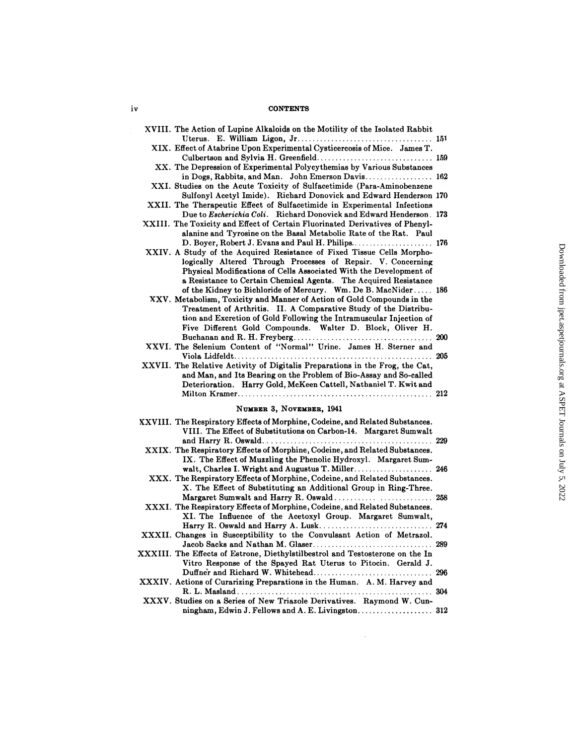XVIII. The Action of Lupine Alkaloids on the Motility of the Isolated Rabbit Uterus. E. William Ligon, Jr. .... 151

XIX. Effect of Atabrine Upon Experimental Cysticercosis of Mice. James T. Culbertson and Sylvia H. Greenfield .... 159

XX. The Depression of Experimental Polycythemias by Various Substances in Dogs, Rabbits, and Man. John Emerson Davis .... 162

XXI. Studies on the Acute Toxicity of Sulfacetimide (Para-Aminobenzene Sulfonyl Acetyl Imide). Richard Donovick and Edward Henderson 170

XXII. The Therapeutic Effect of Sulfacetimide in Experimental Infections Due to *Escherichia Coli*. Richard Donovick and Edward Henderson. 173

XXIII. The Toxicity and Effect of Certain Fluorinated Derivatives of Phenylalanine and Tyrosine on the Basal Metabolic Rate of the Rat. Paul D. Boyer, Robert J. Evans and Paul H. Philips .... 176

XXIV. A Study of the Acquired Resistance of Fixed Tissue Cells Morphologically Altered Through Processes of Repair. V. Concerning Physical Modifications of Cells Associated With the Development of a Resistance to Certain Chemical Agents. The Acquired Resistance of the Kidney to Bichloride of Mercury. Wm. De B. MacNider .... 186

XXV. Metabolism, Toxicity and Manner of Action of Gold Compounds in the Treatment of Arthritis. II. A Comparative Study of the Distribution and Excretion of Gold Following the Intramuscular Injection of Five Different Gold Compounds. Walter D. Block, Oliver H. Buchanan and R. H. Freyberg .... 200

XXVI. The Selenium Content of "Normal" Urine. James H. Sterner and Viola Lidfeldt .... 205

XXVII. The Relative Activity of Digitalis Preparations in the Frog, the Cat, and Man, and Its Bearing on the Problem of Bio-Assay and So-called Deterioration. Harry Gold, McKeen Cattell, Nathaniel T. Kwit and Milton Kramer .... 212

## Number 3, November, 1941

XXVIII. The Respiratory Effects of Morphine, Codeine, and Related Substances. VIII. The Effect of Substitutions on Carbon-14. Margaret Sumwalt and Harry R. Oswald .... 229

XXIX. The Respiratory Effects of Morphine, Codeine, and Related Substances. IX. The Effect of Muzzling the Phenolic Hydroxyl. Margaret Sumwalt, Charles I. Wright and Augustus T. Miller .... 246

XXX. The Respiratory Effects of Morphine, Codeine, and Related Substances. X. The Effect of Substituting an Additional Group in Ring-Three. Margaret Sumwalt and Harry R. Oswald .... 258

XXXI. The Respiratory Effects of Morphine, Codeine, and Related Substances. XI. The Influence of the Acetoxyl Group. Margaret Sumwalt, Harry R. Oswald and Harry A. Lusk .... 274

XXXII. Changes in Susceptibility to the Convulsant Action of Metrazol. Jacob Sacks and Nathan M. Glaser .... 289

XXXIII. The Effects of Estrone, Diethylstilbestrol and Testosterone on the In Vitro Response of the Spayed Rat Uterus to Pitocin. Gerald J. Duffner and Richard W. Whitehead .... 296

XXXIV. Actions of Curarizing Preparations in the Human. A. M. Harvey and R. L. Masland .... 304

XXXV. Studies on a Series of New Triazole Derivatives. Raymond W. Cunningham, Edwin J. Fellows and A. E. Livingston .... 312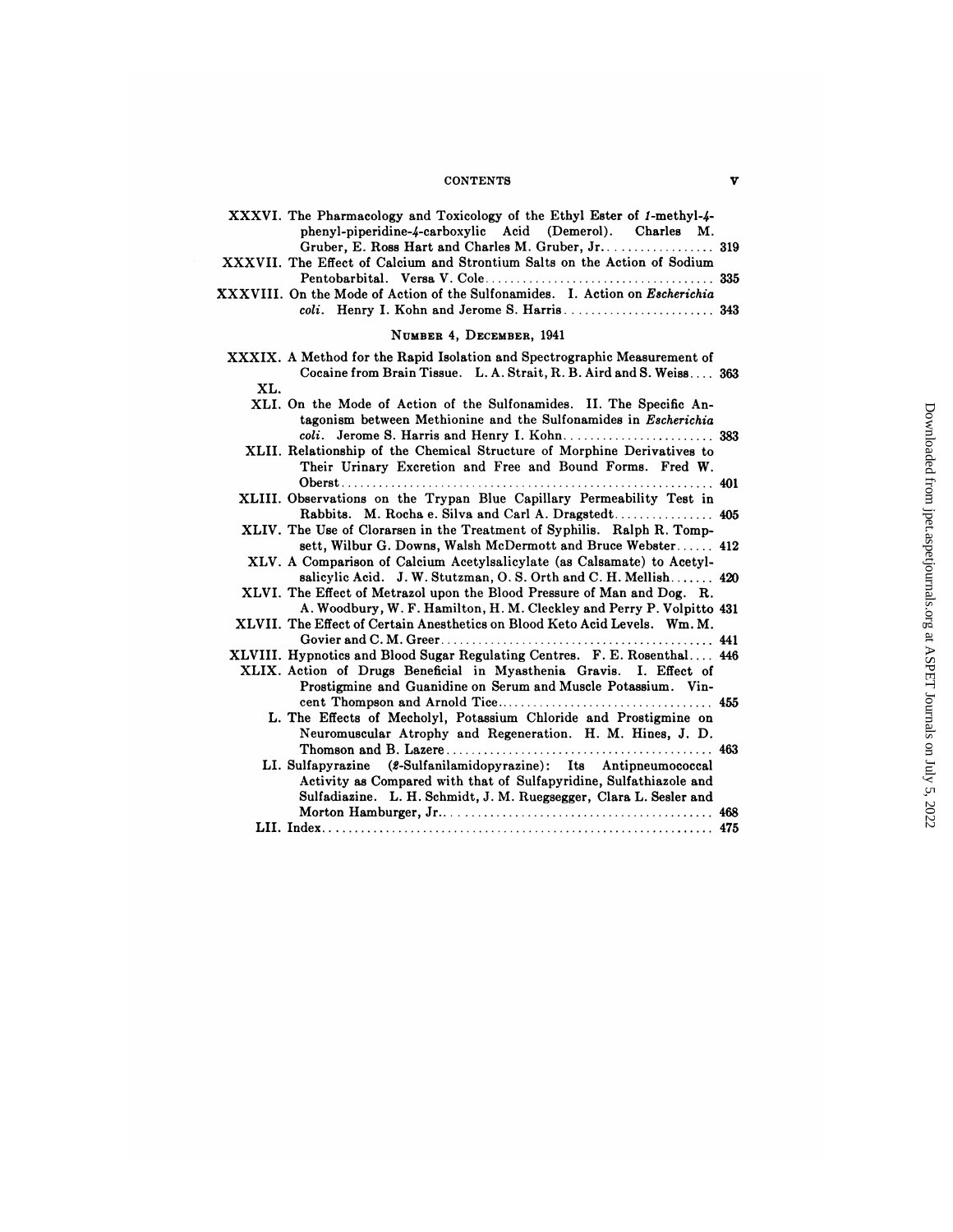XXXVI. The Pharmacology and Toxicology of the Ethyl Ester of *1*-methyl-*4*-phenyl-piperidine-*4*-carboxylic Acid (Demerol). Charles M. Gruber, E. Ross Hart and Charles M. Gruber, Jr. .... 319

XXXVII. The Effect of Calcium and Strontium Salts on the Action of Sodium Pentobarbital. Versa V. Cole .... 335

XXXVIII. On the Mode of Action of the Sulfonamides. I. Action on *Escherichia coli*. Henry I. Kohn and Jerome S. Harris .... 343

## Number 4, December, 1941

XXXIX. A Method for the Rapid Isolation and Spectrographic Measurement of Cocaine from Brain Tissue. L. A. Strait, R. B. Aird and S. Weiss .... 363

XL.

XLI. On the Mode of Action of the Sulfonamides. II. The Specific Antagonism between Methionine and the Sulfonamides in *Escherichia coli*. Jerome S. Harris and Henry I. Kohn .... 383

XLII. Relationship of the Chemical Structure of Morphine Derivatives to Their Urinary Excretion and Free and Bound Forms. Fred W. Oberst .... 401

XLIII. Observations on the Trypan Blue Capillary Permeability Test in Rabbits. M. Rocha e. Silva and Carl A. Dragstedt .... 405

XLIV. The Use of Clorarsen in the Treatment of Syphilis. Ralph R. Tompsett, Wilbur G. Downs, Walsh McDermott and Bruce Webster .... 412

XLV. A Comparison of Calcium Acetylsalicylate (as Calsamate) to Acetylsalicylic Acid. J. W. Stutzman, O. S. Orth and C. H. Mellish .... 420

XLVI. The Effect of Metrazol upon the Blood Pressure of Man and Dog. R. A. Woodbury, W. F. Hamilton, H. M. Cleckley and Perry P. Volpitto 431

XLVII. The Effect of Certain Anesthetics on Blood Keto Acid Levels. Wm. M. Govier and C. M. Greer .... 441

XLVIII. Hypnotics and Blood Sugar Regulating Centres. F. E. Rosenthal .... 446

XLIX. Action of Drugs Beneficial in Myasthenia Gravis. I. Effect of Prostigmine and Guanidine on Serum and Muscle Potassium. Vincent Thompson and Arnold Tice .... 455

L. The Effects of Mecholyl, Potassium Chloride and Prostigmine on Neuromuscular Atrophy and Regeneration. H. M. Hines, J. D. Thomson and B. Lazere .... 463

LI. Sulfapyrazine (*2*-Sulfanilamidopyrazine): Its Antipneumococcal Activity as Compared with that of Sulfapyridine, Sulfathiazole and Sulfadiazine. L. H. Schmidt, J. M. Ruegsegger, Clara L. Sesler and Morton Hamburger, Jr. .... 468

LII. Index .... 475